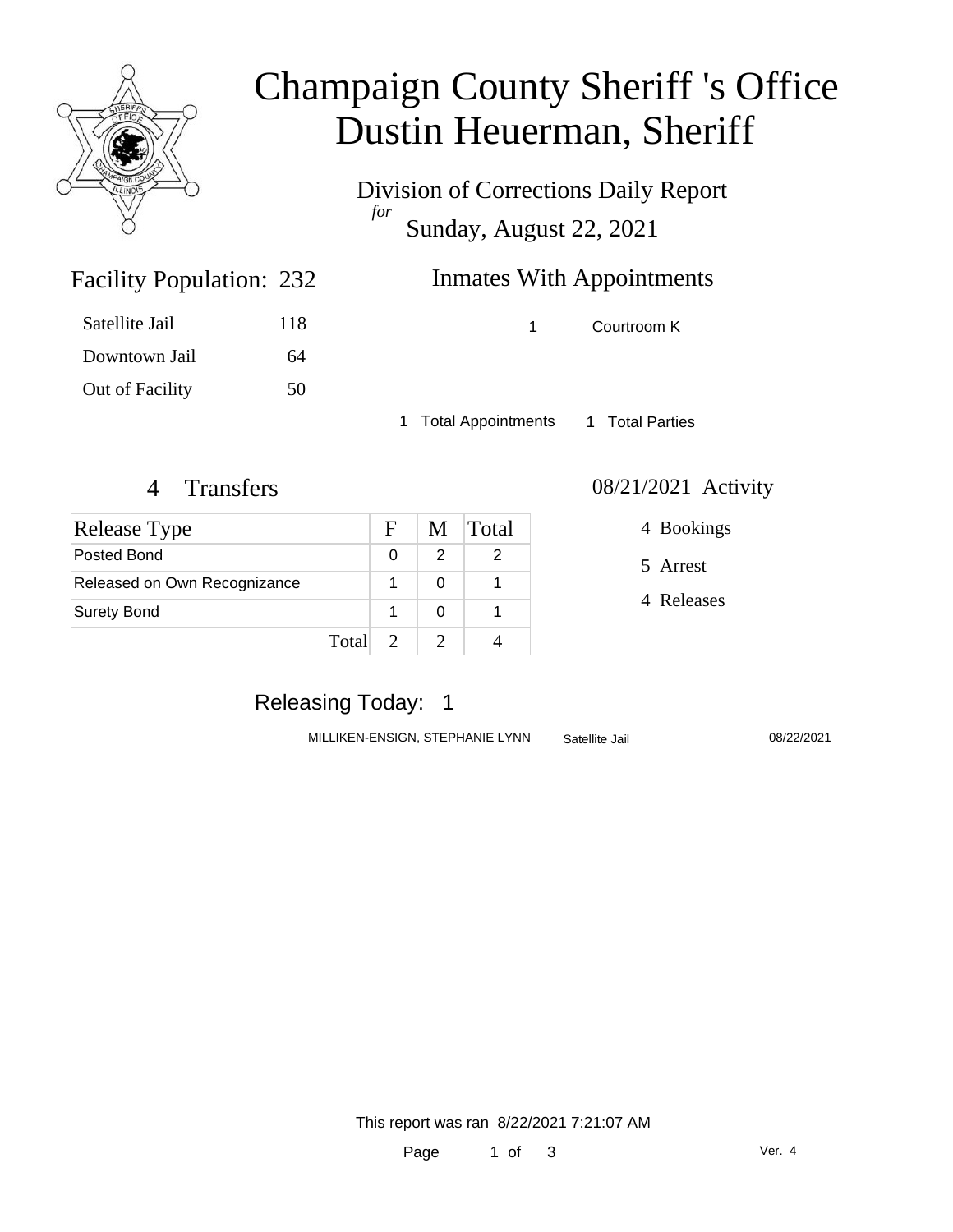# Champaign County Sheriff 's Office
# Dustin Heuerman, Sheriff

Division of Corrections Daily Report
*for*
Sunday, August 22, 2021

## Facility Population: 232

| | |
|---|---|
| Satellite Jail | 118 |
| Downtown Jail | 64 |
| Out of Facility | 50 |

## Inmates With Appointments

| | |
|---|---|
| 1 | Courtroom K |

1 Total Appointments 1 Total Parties

## 4 Transfers

| Release Type | F | M | Total |
|---|---|---|---|
| Posted Bond | 0 | 2 | 2 |
| Released on Own Recognizance | 1 | 0 | 1 |
| Surety Bond | 1 | 0 | 1 |
| Total | 2 | 2 | 4 |

## 08/21/2021 Activity

4 Bookings

5 Arrest

4 Releases

## Releasing Today: 1

| | | |
|---|---|---|
| MILLIKEN-ENSIGN, STEPHANIE LYNN | Satellite Jail | 08/22/2021 |

This report was ran 8/22/2021 7:21:07 AM

Ver. 4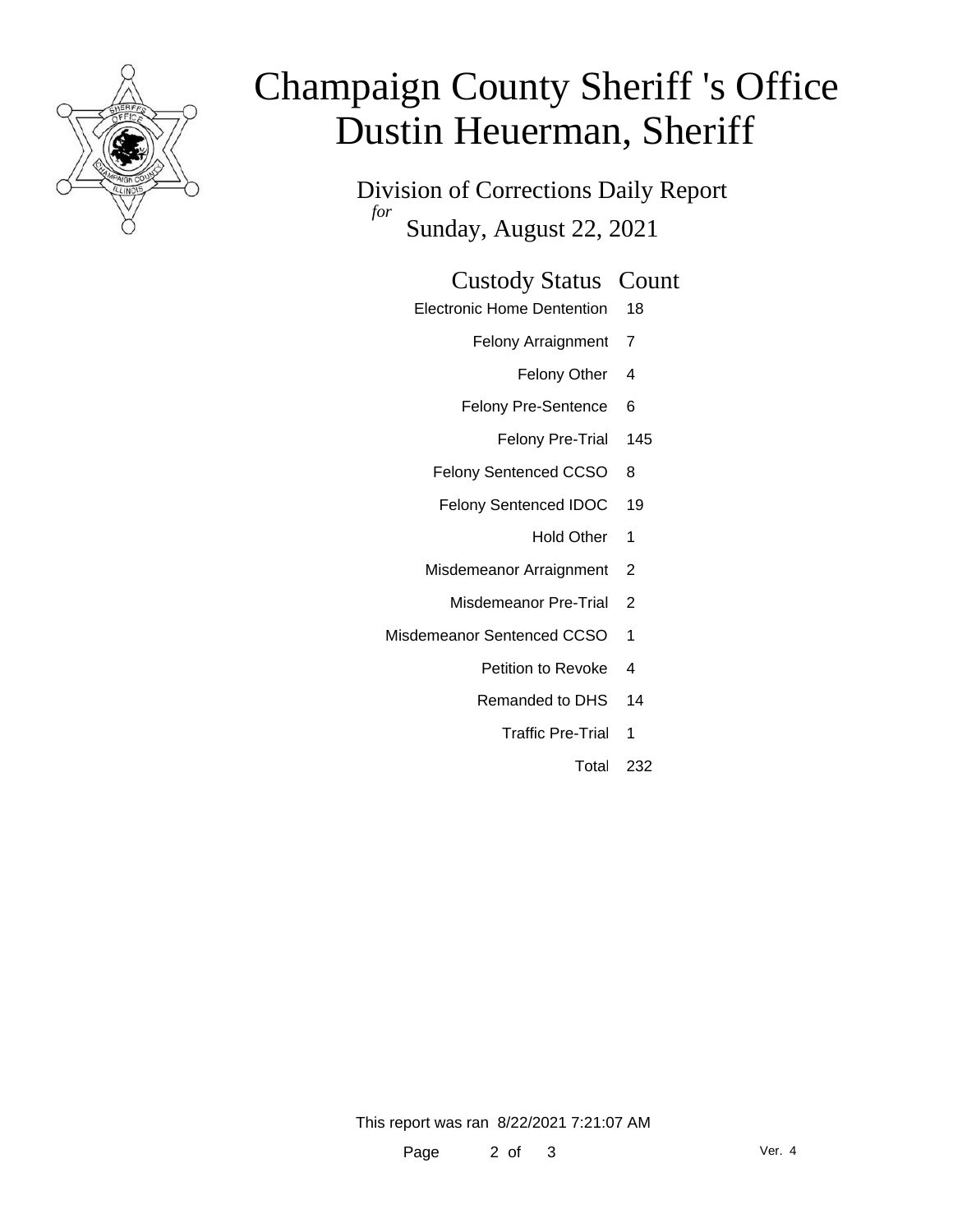# Champaign County Sheriff 's Office
# Dustin Heuerman, Sheriff

## Division of Corrections Daily Report

*for* Sunday, August 22, 2021

| Custody Status | Count |
|---|---|
| Electronic Home Dentention | 18 |
| Felony Arraignment | 7 |
| Felony Other | 4 |
| Felony Pre-Sentence | 6 |
| Felony Pre-Trial | 145 |
| Felony Sentenced CCSO | 8 |
| Felony Sentenced IDOC | 19 |
| Hold Other | 1 |
| Misdemeanor Arraignment | 2 |
| Misdemeanor Pre-Trial | 2 |
| Misdemeanor Sentenced CCSO | 1 |
| Petition to Revoke | 4 |
| Remanded to DHS | 14 |
| Traffic Pre-Trial | 1 |
| Total | 232 |

This report was ran 8/22/2021 7:21:07 AM

Ver. 4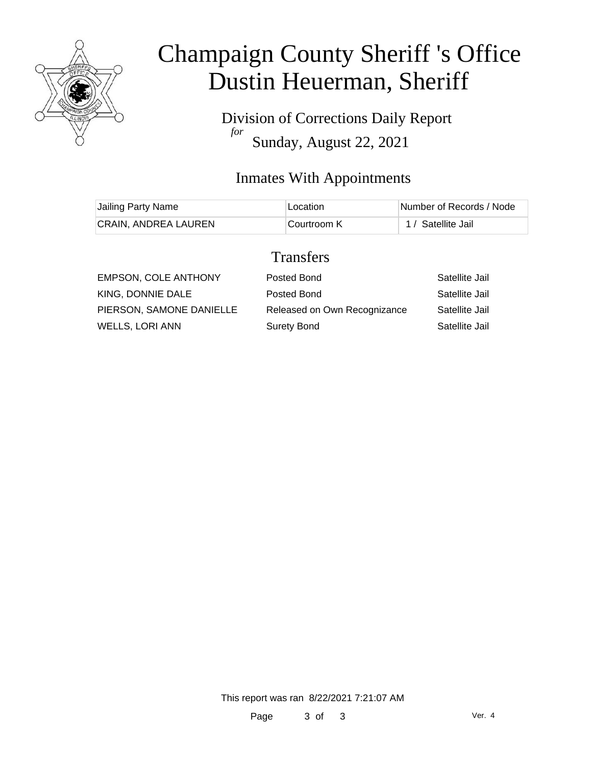# Champaign County Sheriff 's Office
# Dustin Heuerman, Sheriff

Division of Corrections Daily Report

*for* Sunday, August 22, 2021

## Inmates With Appointments

| Jailing Party Name | Location | Number of Records / Node |
|---|---|---|
| CRAIN, ANDREA LAUREN | Courtroom K | 1 / Satellite Jail |

## Transfers

| | | |
|---|---|---|
| EMPSON, COLE ANTHONY | Posted Bond | Satellite Jail |
| KING, DONNIE DALE | Posted Bond | Satellite Jail |
| PIERSON, SAMONE DANIELLE | Released on Own Recognizance | Satellite Jail |
| WELLS, LORI ANN | Surety Bond | Satellite Jail |

This report was ran 8/22/2021 7:21:07 AM

Ver. 4